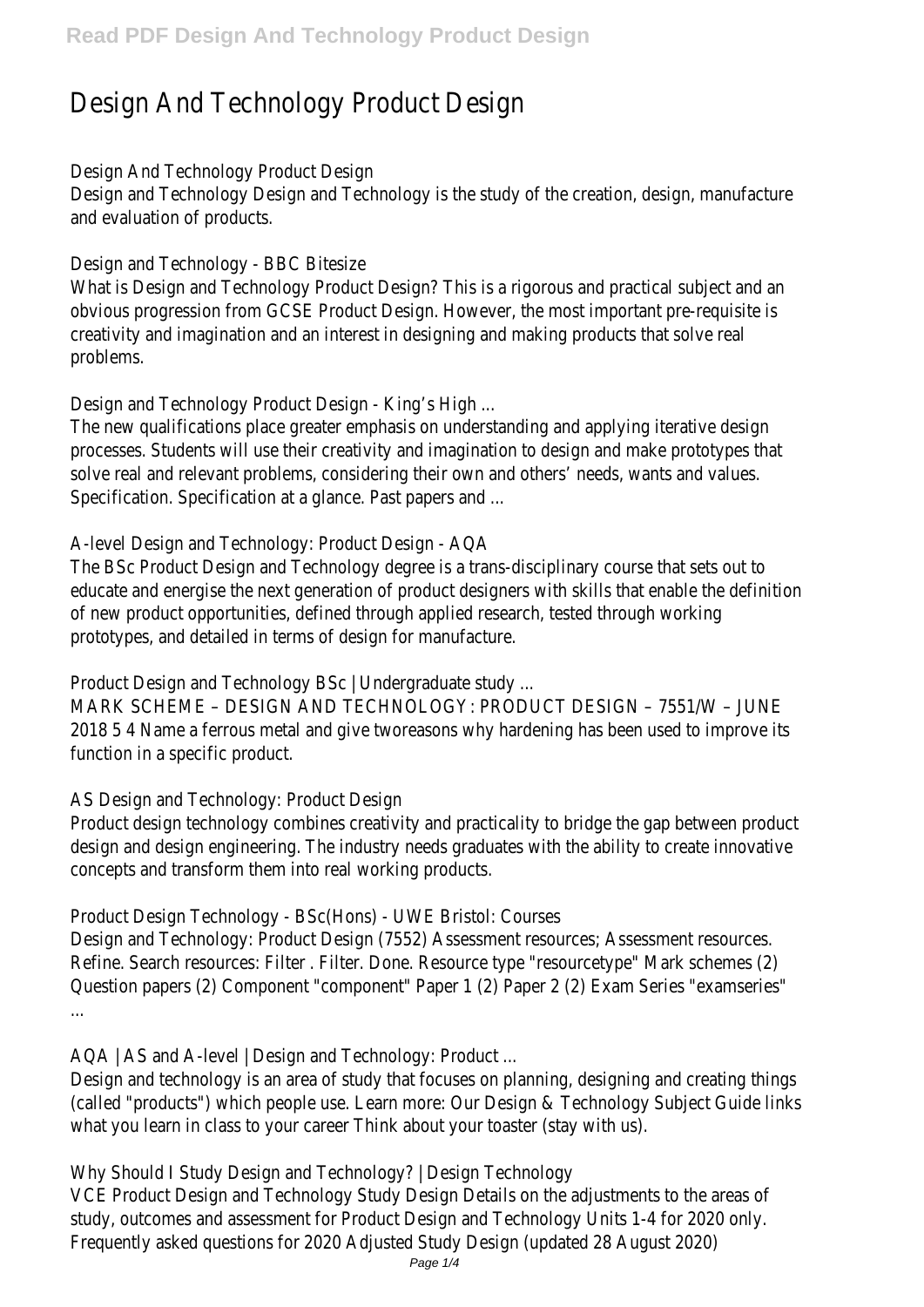# Design And Technology Product Design

Design And Technology Product Design

Design and Technology Design and Technology is the study of the creation, design, manufacture and evaluation of products.

Design and Technology - BBC Bitesize

What is Design and Technology Product Design? This is a rigorous and practical subject and an obvious progression from GCSE Product Design. However, the most important pre-requisite is creativity and imagination and an interest in designing and making products that solve real problems.

Design and Technology Product Design - King's High ...

The new qualifications place greater emphasis on understanding and applying iterative design processes. Students will use their creativity and imagination to design and make prototypes that solve real and relevant problems, considering their own and others' needs, wants and values. Specification. Specification at a glance. Past papers and ...

A-level Design and Technology: Product Design - AQA

The BSc Product Design and Technology degree is a trans-disciplinary course that sets out to educate and energise the next generation of product designers with skills that enable the definition of new product opportunities, defined through applied research, tested through working prototypes, and detailed in terms of design for manufacture.

Product Design and Technology BSc | Undergraduate study ...

MARK SCHEME – DESIGN AND TECHNOLOGY: PRODUCT DESIGN – 7551/W – JUNE 2018 5 4 Name a ferrous metal and give tworeasons why hardening has been used to improve its function in a specific product.

AS Design and Technology: Product Design

Product design technology combines creativity and practicality to bridge the gap between product design and design engineering. The industry needs graduates with the ability to create innovative concepts and transform them into real working products.

Product Design Technology - BSc(Hons) - UWE Bristol: Courses

Design and Technology: Product Design (7552) Assessment resources; Assessment resources. Refine. Search resources: Filter . Filter. Done. Resource type "resourcetype" Mark schemes (2) Question papers (2) Component "component" Paper 1 (2) Paper 2 (2) Exam Series "examseries" ...

AQA | AS and A-level | Design and Technology: Product ...

Design and technology is an area of study that focuses on planning, designing and creating things (called "products") which people use. Learn more: Our Design & Technology Subject Guide links what you learn in class to your career Think about your toaster (stay with us).

Why Should I Study Design and Technology? | Design Technology

VCE Product Design and Technology Study Design Details on the adjustments to the areas of study, outcomes and assessment for Product Design and Technology Units 1-4 for 2020 only. Frequently asked questions for 2020 Adjusted Study Design (updated 28 August 2020)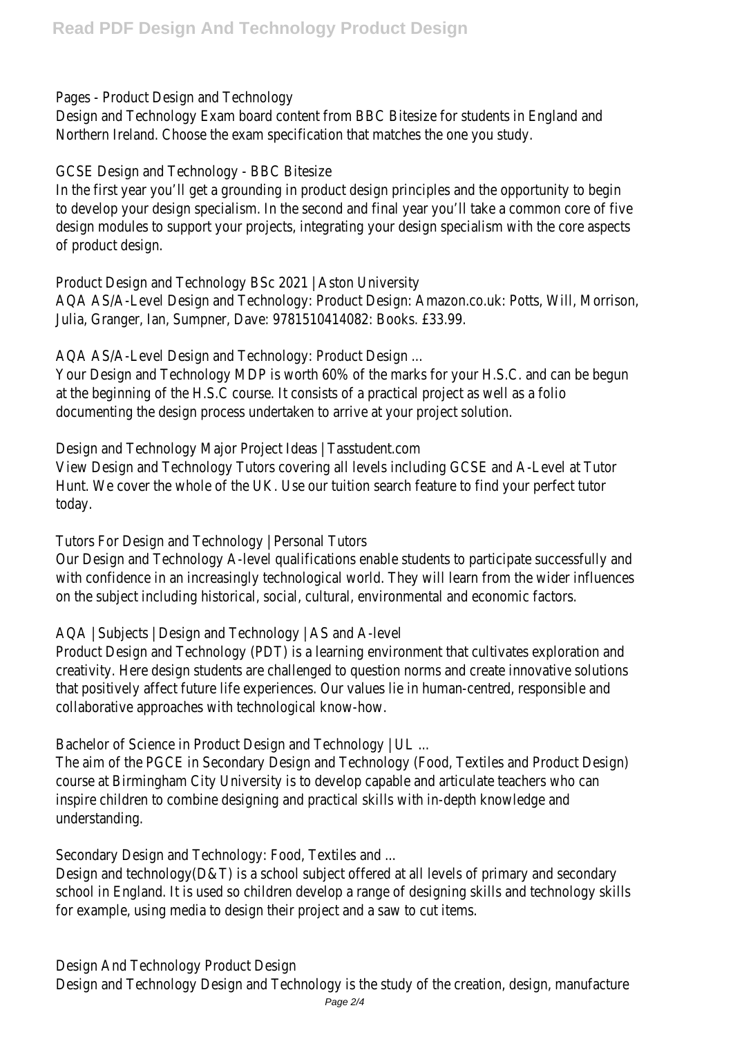Pages - Product Design and Technology

Design and Technology Exam board content from BBC Bitesize for students in England and Northern Ireland. Choose the exam specification that matches the one you study.

GCSE Design and Technology - BBC Bitesize

In the first year you'll get a grounding in product design principles and the opportunity to begin to develop your design specialism. In the second and final year you'll take a common core of five design modules to support your projects, integrating your design specialism with the core aspects of product design.

Product Design and Technology BSc 2021 | Aston University

AQA AS/A-Level Design and Technology: Product Design: Amazon.co.uk: Potts, Will, Morrison, Julia, Granger, Ian, Sumpner, Dave: 9781510414082: Books. £33.99.

AQA AS/A-Level Design and Technology: Product Design ...

Your Design and Technology MDP is worth 60% of the marks for your H.S.C. and can be begun at the beginning of the H.S.C course. It consists of a practical project as well as a folio documenting the design process undertaken to arrive at your project solution.

Design and Technology Major Project Ideas | Tasstudent.com

View Design and Technology Tutors covering all levels including GCSE and A-Level at Tutor Hunt. We cover the whole of the UK. Use our tuition search feature to find your perfect tutor today.

Tutors For Design and Technology | Personal Tutors

Our Design and Technology A-level qualifications enable students to participate successfully and with confidence in an increasingly technological world. They will learn from the wider influences on the subject including historical, social, cultural, environmental and economic factors.

AQA | Subjects | Design and Technology | AS and A-level

Product Design and Technology (PDT) is a learning environment that cultivates exploration and creativity. Here design students are challenged to question norms and create innovative solutions that positively affect future life experiences. Our values lie in human-centred, responsible and collaborative approaches with technological know-how.

Bachelor of Science in Product Design and Technology | UL ...

The aim of the PGCE in Secondary Design and Technology (Food, Textiles and Product Design) course at Birmingham City University is to develop capable and articulate teachers who can inspire children to combine designing and practical skills with in-depth knowledge and understanding.

Secondary Design and Technology: Food, Textiles and ...

Design and technology(D&T) is a school subject offered at all levels of primary and secondary school in England. It is used so children develop a range of designing skills and technology skills for example, using media to design their project and a saw to cut items.

Design And Technology Product Design

Design and Technology Design and Technology is the study of the creation, design, manufacture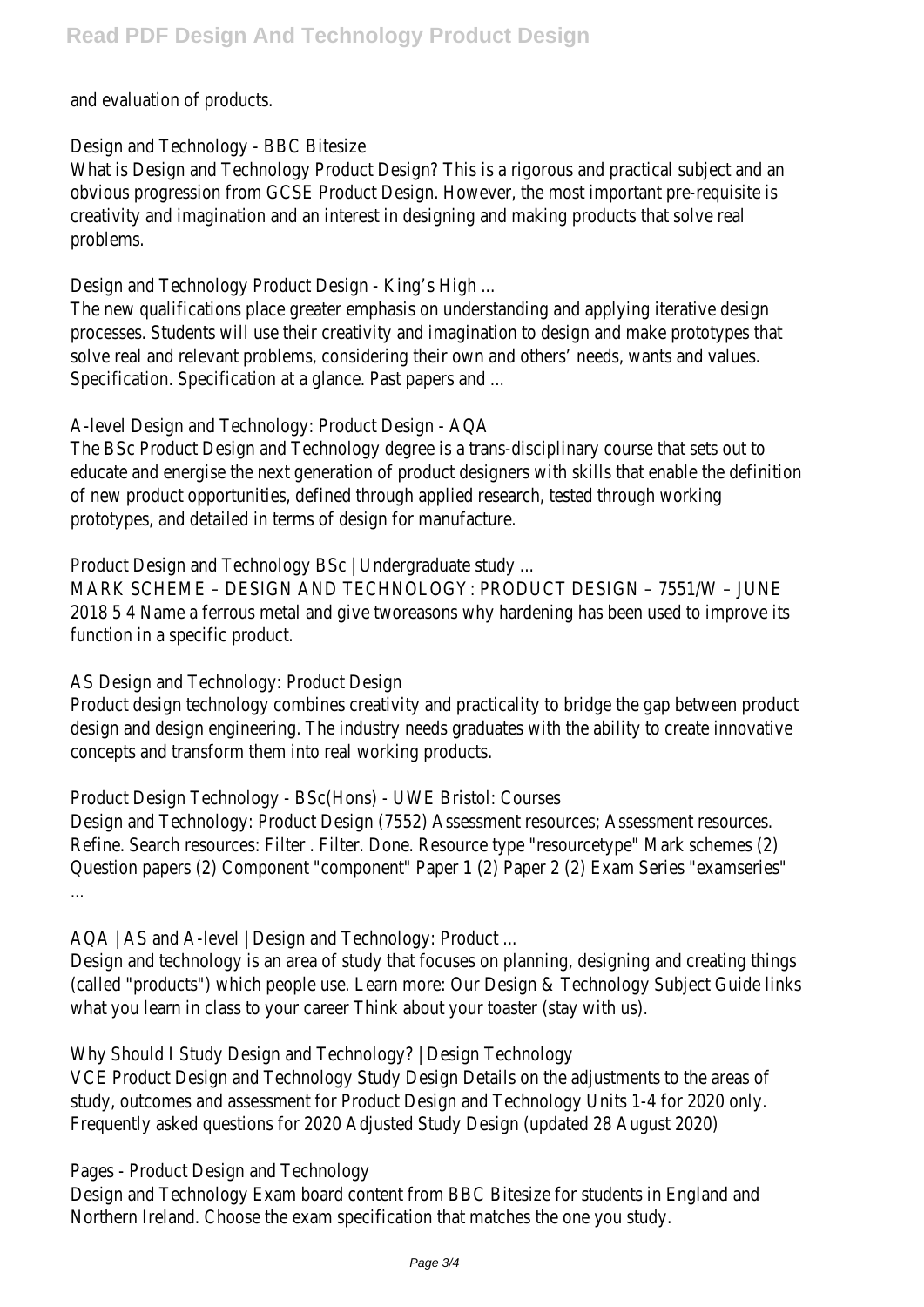and evaluation of products.

Design and Technology - BBC Bitesize

What is Design and Technology Product Design? This is a rigorous and practical subject and an obvious progression from GCSE Product Design. However, the most important pre-requisite is creativity and imagination and an interest in designing and making products that solve real problems.

Design and Technology Product Design - King's High ...

The new qualifications place greater emphasis on understanding and applying iterative design processes. Students will use their creativity and imagination to design and make prototypes that solve real and relevant problems, considering their own and others' needs, wants and values. Specification. Specification at a glance. Past papers and ...

A-level Design and Technology: Product Design - AQA

The BSc Product Design and Technology degree is a trans-disciplinary course that sets out to educate and energise the next generation of product designers with skills that enable the definition of new product opportunities, defined through applied research, tested through working prototypes, and detailed in terms of design for manufacture.

Product Design and Technology BSc | Undergraduate study ...

MARK SCHEME – DESIGN AND TECHNOLOGY: PRODUCT DESIGN – 7551/W – JUNE 2018 5 4 Name a ferrous metal and give tworeasons why hardening has been used to improve its function in a specific product.

AS Design and Technology: Product Design

Product design technology combines creativity and practicality to bridge the gap between product design and design engineering. The industry needs graduates with the ability to create innovative concepts and transform them into real working products.

Product Design Technology - BSc(Hons) - UWE Bristol: Courses

Design and Technology: Product Design (7552) Assessment resources; Assessment resources. Refine. Search resources: Filter . Filter. Done. Resource type "resourcetype" Mark schemes (2) Question papers (2) Component "component" Paper 1 (2) Paper 2 (2) Exam Series "examseries" ...

AQA | AS and A-level | Design and Technology: Product ...

Design and technology is an area of study that focuses on planning, designing and creating things (called "products") which people use. Learn more: Our Design & Technology Subject Guide links what you learn in class to your career Think about your toaster (stay with us).

Why Should I Study Design and Technology? | Design Technology

VCE Product Design and Technology Study Design Details on the adjustments to the areas of study, outcomes and assessment for Product Design and Technology Units 1-4 for 2020 only. Frequently asked questions for 2020 Adjusted Study Design (updated 28 August 2020)

Pages - Product Design and Technology

Design and Technology Exam board content from BBC Bitesize for students in England and Northern Ireland. Choose the exam specification that matches the one you study.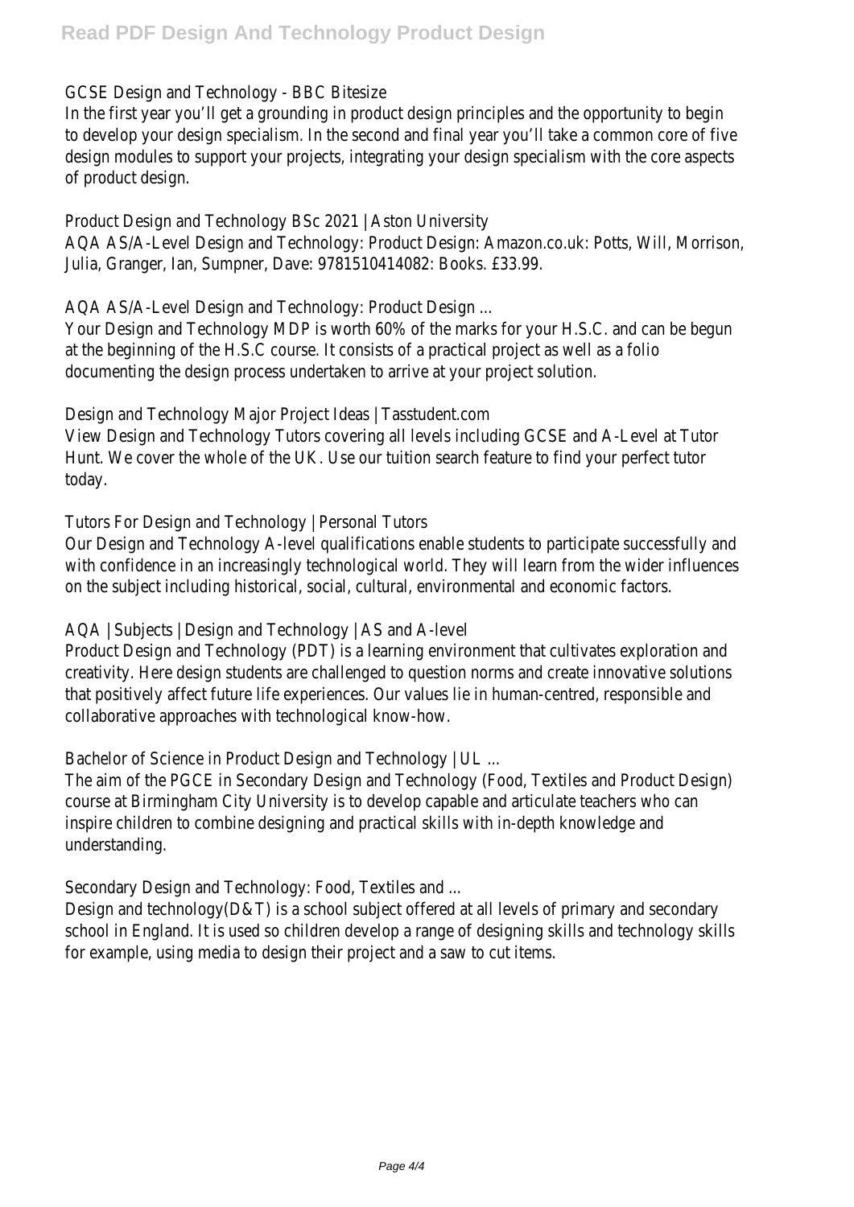GCSE Design and Technology - BBC Bitesize

In the first year you'll get a grounding in product design principles and the opportunity to begin to develop your design specialism. In the second and final year you'll take a common core of five design modules to support your projects, integrating your design specialism with the core aspects of product design.

Product Design and Technology BSc 2021 | Aston University

AQA AS/A-Level Design and Technology: Product Design: Amazon.co.uk: Potts, Will, Morrison, Julia, Granger, Ian, Sumpner, Dave: 9781510414082: Books. £33.99.

AQA AS/A-Level Design and Technology: Product Design ...

Your Design and Technology MDP is worth 60% of the marks for your H.S.C. and can be begun at the beginning of the H.S.C course. It consists of a practical project as well as a folio documenting the design process undertaken to arrive at your project solution.

Design and Technology Major Project Ideas | Tasstudent.com

View Design and Technology Tutors covering all levels including GCSE and A-Level at Tutor Hunt. We cover the whole of the UK. Use our tuition search feature to find your perfect tutor today.

Tutors For Design and Technology | Personal Tutors

Our Design and Technology A-level qualifications enable students to participate successfully and with confidence in an increasingly technological world. They will learn from the wider influences on the subject including historical, social, cultural, environmental and economic factors.

AQA | Subjects | Design and Technology | AS and A-level

Product Design and Technology (PDT) is a learning environment that cultivates exploration and creativity. Here design students are challenged to question norms and create innovative solutions that positively affect future life experiences. Our values lie in human-centred, responsible and collaborative approaches with technological know-how.

Bachelor of Science in Product Design and Technology | UL ...

The aim of the PGCE in Secondary Design and Technology (Food, Textiles and Product Design) course at Birmingham City University is to develop capable and articulate teachers who can inspire children to combine designing and practical skills with in-depth knowledge and understanding.

Secondary Design and Technology: Food, Textiles and ...

Design and technology(D&T) is a school subject offered at all levels of primary and secondary school in England. It is used so children develop a range of designing skills and technology skills for example, using media to design their project and a saw to cut items.